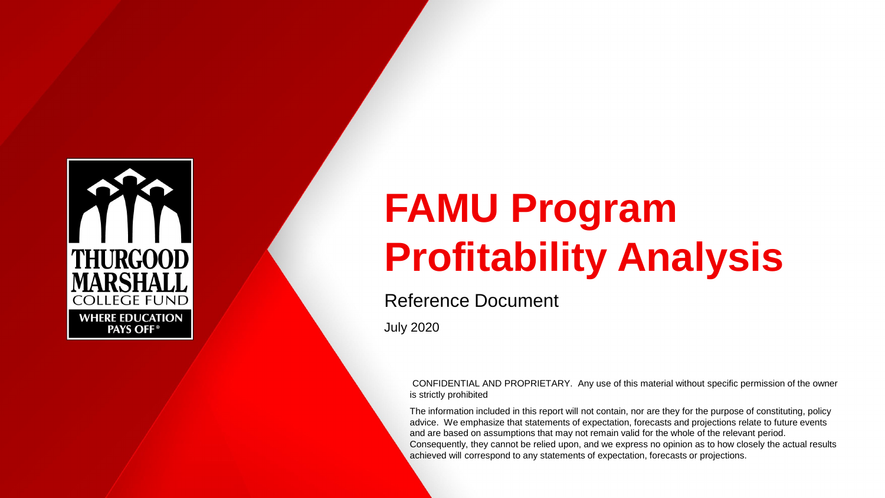THURGOOD MARSHALL COLLEGE FUND

WHERE EDUCATION PAYS OFF®

# FAMU Program Profitability Analysis

Reference Document

July 2020

CONFIDENTIAL AND PROPRIETARY. Any use of this material without specific permission of the owner is strictly prohibited

The information included in this report will not contain, nor are they for the purpose of constituting, policy advice. We emphasize that statements of expectation, forecasts and projections relate to future events and are based on assumptions that may not remain valid for the whole of the relevant period. Consequently, they cannot be relied upon, and we express no opinion as to how closely the actual results achieved will correspond to any statements of expectation, forecasts or projections.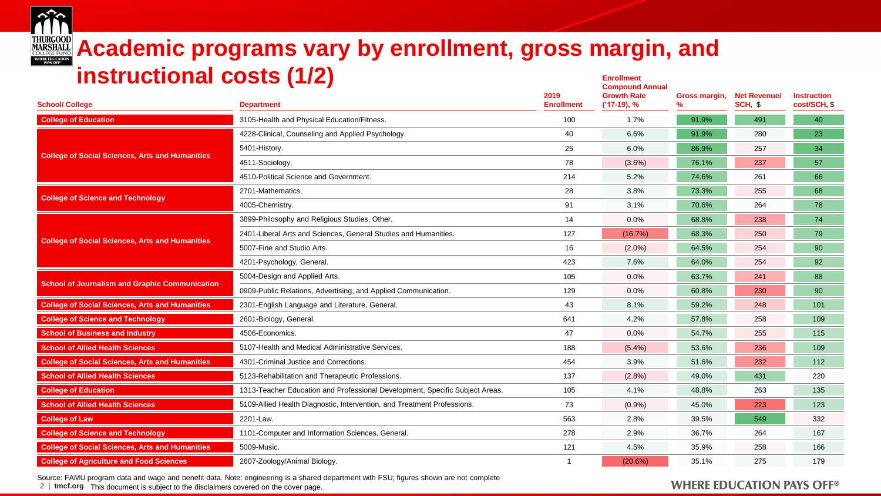# Academic programs vary by enrollment, gross margin, and instructional costs (1/2)

| School/ College | Department | 2019 Enrollment | Enrollment Compound Annual Growth Rate ('17-19), % | Gross margin, % | Net Revenue/ SCH, $ | Instruction cost/SCH, $ |
|---|---|---|---|---|---|---|
| College of Education | 3105-Health and Physical Education/Fitness. | 100 | 1.7% | 91.9% | 491 | 40 |
| College of Social Sciences, Arts and Humanities | 4228-Clinical, Counseling and Applied Psychology. | 40 | 6.6% | 91.9% | 280 | 23 |
| | 5401-History. | 25 | 6.0% | 86.9% | 257 | 34 |
| | 4511-Sociology. | 78 | (3.6%) | 76.1% | 237 | 57 |
| | 4510-Political Science and Government. | 214 | 5.2% | 74.6% | 261 | 66 |
| College of Science and Technology | 2701-Mathematics. | 28 | 3.8% | 73.3% | 255 | 68 |
| | 4005-Chemistry. | 91 | 3.1% | 70.6% | 264 | 78 |
| College of Social Sciences, Arts and Humanities | 3899-Philosophy and Religious Studies, Other. | 14 | 0.0% | 68.8% | 238 | 74 |
| | 2401-Liberal Arts and Sciences, General Studies and Humanities. | 127 | (16.7%) | 68.3% | 250 | 79 |
| | 5007-Fine and Studio Arts. | 16 | (2.0%) | 64.5% | 254 | 90 |
| | 4201-Psychology, General. | 423 | 7.6% | 64.0% | 254 | 92 |
| School of Journalism and Graphic Communication | 5004-Design and Applied Arts. | 105 | 0.0% | 63.7% | 241 | 88 |
| | 0909-Public Relations, Advertising, and Applied Communication. | 129 | 0.0% | 60.8% | 230 | 90 |
| College of Social Sciences, Arts and Humanities | 2301-English Language and Literature, General. | 43 | 8.1% | 59.2% | 248 | 101 |
| College of Science and Technology | 2601-Biology, General. | 641 | 4.2% | 57.8% | 258 | 109 |
| School of Business and Industry | 4506-Economics. | 47 | 0.0% | 54.7% | 255 | 115 |
| School of Allied Health Sciences | 5107-Health and Medical Administrative Services. | 188 | (5.4%) | 53.6% | 236 | 109 |
| College of Social Sciences, Arts and Humanities | 4301-Criminal Justice and Corrections. | 454 | 3.9% | 51.6% | 232 | 112 |
| School of Allied Health Sciences | 5123-Rehabilitation and Therapeutic Professions. | 137 | (2.8%) | 49.0% | 431 | 220 |
| College of Education | 1313-Teacher Education and Professional Development, Specific Subject Areas. | 105 | 4.1% | 48.8% | 263 | 135 |
| School of Allied Health Sciences | 5109-Allied Health Diagnostic, Intervention, and Treatment Professions. | 73 | (0.9%) | 45.0% | 223 | 123 |
| College of Law | 2201-Law. | 563 | 2.8% | 39.5% | 549 | 332 |
| College of Science and Technology | 1101-Computer and Information Sciences, General. | 278 | 2.9% | 36.7% | 264 | 167 |
| College of Social Sciences, Arts and Humanities | 5009-Music. | 121 | 4.5% | 35.9% | 258 | 166 |
| College of Agriculture and Food Sciences | 2607-Zoology/Animal Biology. | 1 | (20.6%) | 35.1% | 275 | 179 |

Source: FAMU program data and wage and benefit data. Note: engineering is a shared department with FSU; figures shown are not complete

This document is subject to the disclaimers covered on the cover page.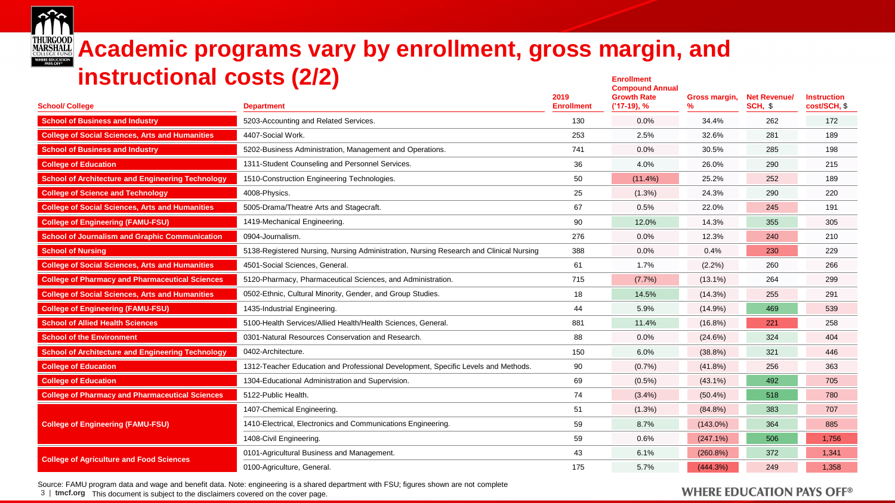# Academic programs vary by enrollment, gross margin, and instructional costs (2/2)

| School/ College | Department | 2019 Enrollment | Enrollment Compound Annual Growth Rate ('17-19), % | Gross margin, % | Net Revenue/ SCH, $ | Instruction cost/SCH, $ |
|---|---|---|---|---|---|---|
| School of Business and Industry | 5203-Accounting and Related Services. | 130 | 0.0% | 34.4% | 262 | 172 |
| College of Social Sciences, Arts and Humanities | 4407-Social Work. | 253 | 2.5% | 32.6% | 281 | 189 |
| School of Business and Industry | 5202-Business Administration, Management and Operations. | 741 | 0.0% | 30.5% | 285 | 198 |
| College of Education | 1311-Student Counseling and Personnel Services. | 36 | 4.0% | 26.0% | 290 | 215 |
| School of Architecture and Engineering Technology | 1510-Construction Engineering Technologies. | 50 | (11.4%) | 25.2% | 252 | 189 |
| College of Science and Technology | 4008-Physics. | 25 | (1.3%) | 24.3% | 290 | 220 |
| College of Social Sciences, Arts and Humanities | 5005-Drama/Theatre Arts and Stagecraft. | 67 | 0.5% | 22.0% | 245 | 191 |
| College of Engineering (FAMU-FSU) | 1419-Mechanical Engineering. | 90 | 12.0% | 14.3% | 355 | 305 |
| School of Journalism and Graphic Communication | 0904-Journalism. | 276 | 0.0% | 12.3% | 240 | 210 |
| School of Nursing | 5138-Registered Nursing, Nursing Administration, Nursing Research and Clinical Nursing | 388 | 0.0% | 0.4% | 230 | 229 |
| College of Social Sciences, Arts and Humanities | 4501-Social Sciences, General. | 61 | 1.7% | (2.2%) | 260 | 266 |
| College of Pharmacy and Pharmaceutical Sciences | 5120-Pharmacy, Pharmaceutical Sciences, and Administration. | 715 | (7.7%) | (13.1%) | 264 | 299 |
| College of Social Sciences, Arts and Humanities | 0502-Ethnic, Cultural Minority, Gender, and Group Studies. | 18 | 14.5% | (14.3%) | 255 | 291 |
| College of Engineering (FAMU-FSU) | 1435-Industrial Engineering. | 44 | 5.9% | (14.9%) | 469 | 539 |
| School of Allied Health Sciences | 5100-Health Services/Allied Health/Health Sciences, General. | 881 | 11.4% | (16.8%) | 221 | 258 |
| School of the Environment | 0301-Natural Resources Conservation and Research. | 88 | 0.0% | (24.6%) | 324 | 404 |
| School of Architecture and Engineering Technology | 0402-Architecture. | 150 | 6.0% | (38.8%) | 321 | 446 |
| College of Education | 1312-Teacher Education and Professional Development, Specific Levels and Methods. | 90 | (0.7%) | (41.8%) | 256 | 363 |
| College of Education | 1304-Educational Administration and Supervision. | 69 | (0.5%) | (43.1%) | 492 | 705 |
| College of Pharmacy and Pharmaceutical Sciences | 5122-Public Health. | 74 | (3.4%) | (50.4%) | 518 | 780 |
| College of Engineering (FAMU-FSU) | 1407-Chemical Engineering. | 51 | (1.3%) | (84.8%) | 383 | 707 |
| | 1410-Electrical, Electronics and Communications Engineering. | 59 | 8.7% | (143.0%) | 364 | 885 |
| | 1408-Civil Engineering. | 59 | 0.6% | (247.1%) | 506 | 1,756 |
| College of Agriculture and Food Sciences | 0101-Agricultural Business and Management. | 43 | 6.1% | (260.8%) | 372 | 1,341 |
| | 0100-Agriculture, General. | 175 | 5.7% | (444.3%) | 249 | 1,358 |

Source: FAMU program data and wage and benefit data. Note: engineering is a shared department with FSU; figures shown are not complete

This document is subject to the disclaimers covered on the cover page.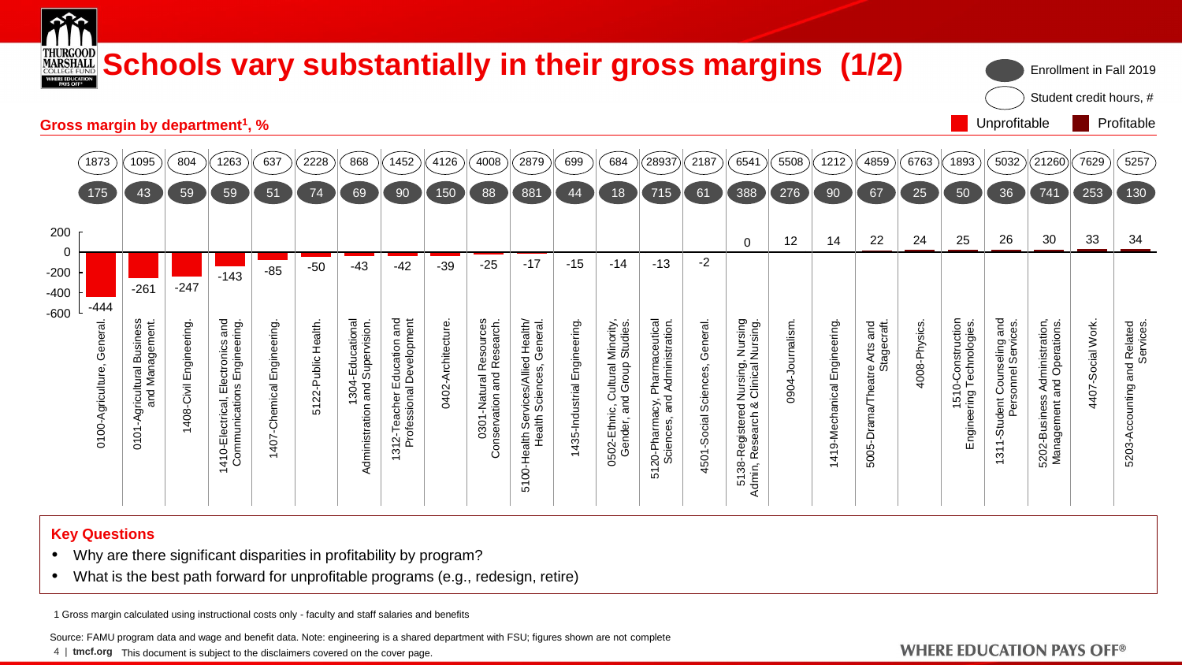# Schools vary substantially in their gross margins (1/2)

**Gross margin by department[1], %**

Legend: Enrollment in Fall 2019 (dark oval); Student credit hours, # (white oval); Unprofitable; Profitable

| Department | Student credit hours, # | Enrollment in Fall 2019 | Gross margin, % |
|---|---|---|---|
| 0100-Agriculture, General. | 1873 | 175 | -444 |
| 0101-Agricultural Business and Management. | 1095 | 43 | -261 |
| 1408-Civil Engineering. | 804 | 59 | -247 |
| 1410-Electrical, Electronics and Communications Engineering. | 1263 | 59 | -143 |
| 1407-Chemical Engineering. | 637 | 51 | -85 |
| 5122-Public Health. | 2228 | 74 | -50 |
| 1304-Educational Administration and Supervision. | 868 | 69 | -43 |
| 1312-Teacher Education and Professional Development | 1452 | 90 | -42 |
| 0402-Architecture. | 4126 | 150 | -39 |
| 0301-Natural Resources Conservation and Research. | 4008 | 88 | -25 |
| 5100-Health Services/Allied Health/ Health Sciences, General. | 2879 | 881 | -17 |
| 1435-Industrial Engineering. | 699 | 44 | -15 |
| 0502-Ethnic, Cultural Minority, Gender, and Group Studies. | 684 | 18 | -14 |
| 5120-Pharmacy, Pharmaceutical Sciences, and Administration. | 28937 | 715 | -13 |
| 4501-Social Sciences, General. | 2187 | 61 | -2 |
| 5138-Registered Nursing, Nursing Admin, Research & Clinical Nursing. | 6541 | 388 | 0 |
| 0904-Journalism. | 5508 | 276 | 12 |
| 1419-Mechanical Engineering. | 1212 | 90 | 14 |
| 5005-Drama/Theatre Arts and Stagecraft. | 4859 | 67 | 22 |
| 4008-Physics. | 6763 | 25 | 24 |
| 1510-Construction Engineering Technologies. | 1893 | 50 | 25 |
| 1311-Student Counseling and Personnel Services. | 5032 | 36 | 26 |
| 5202-Business Administration, Management and Operations. | 21260 | 741 | 30 |
| 4407-Social Work. | 7629 | 253 | 33 |
| 5203-Accounting and Related Services. | 5257 | 130 | 34 |

**Key Questions**

- Why are there significant disparities in profitability by program?
- What is the best path forward for unprofitable programs (e.g., redesign, retire)

1 Gross margin calculated using instructional costs only - faculty and staff salaries and benefits

Source: FAMU program data and wage and benefit data. Note: engineering is a shared department with FSU; figures shown are not complete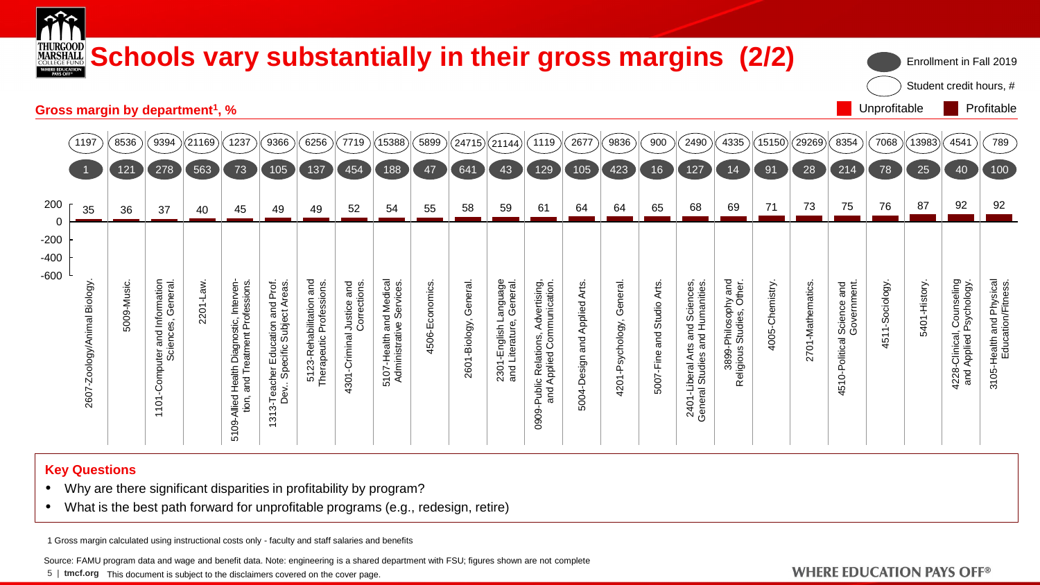# Schools vary substantially in their gross margins (2/2)

**Gross margin by department[1], %**

Legend: Enrollment in Fall 2019 (filled); Student credit hours, # (outlined); Unprofitable; Profitable

| Department | Student credit hours, # | Enrollment in Fall 2019 | Gross margin, % |
|---|---|---|---|
| 2607-Zoology/Animal Biology. | 1197 | 1 | 35 |
| 5009-Music. | 8536 | 121 | 36 |
| 1101-Computer and Information Sciences, General. | 9394 | 278 | 37 |
| 2201-Law. | 21169 | 563 | 40 |
| 5109-Allied Health Diagnostic, Intervention, and Treatment Professions. | 1237 | 73 | 45 |
| 1313-Teacher Education and Prof. Dev.. Specific Subject Areas. | 9366 | 105 | 49 |
| 5123-Rehabilitation and Therapeutic Professions. | 6256 | 137 | 49 |
| 4301-Criminal Justice and Corrections. | 7719 | 454 | 52 |
| 5107-Health and Medical Administrative Services. | 15388 | 188 | 54 |
| 4506-Economics. | 5899 | 47 | 55 |
| 2601-Biology, General. | 24715 | 641 | 58 |
| 2301-English Language and Literature, General. | 21144 | 43 | 59 |
| 0909-Public Relations, Advertising, and Applied Communication. | 1119 | 129 | 61 |
| 5004-Design and Applied Arts. | 2677 | 105 | 64 |
| 4201-Psychology, General. | 9836 | 423 | 64 |
| 5007-Fine and Studio Arts. | 900 | 16 | 65 |
| 2401-Liberal Arts and Sciences, General Studies and Humanities. | 2490 | 127 | 68 |
| 3899-Philosophy and Religious Studies, Other. | 4335 | 14 | 69 |
| 4005-Chemistry. | 15150 | 91 | 71 |
| 2701-Mathematics. | 29269 | 28 | 73 |
| 4510-Political Science and Government. | 8354 | 214 | 75 |
| 4511-Sociology. | 7068 | 78 | 76 |
| 5401-History. | 13983 | 25 | 87 |
| 4228-Clinical, Counseling and Applied Psychology. | 4541 | 40 | 92 |
| 3105-Health and Physical Education/Fitness. | 789 | 100 | 92 |

**Key Questions**

- Why are there significant disparities in profitability by program?
- What is the best path forward for unprofitable programs (e.g., redesign, retire)

1 Gross margin calculated using instructional costs only - faculty and staff salaries and benefits

Source: FAMU program data and wage and benefit data. Note: engineering is a shared department with FSU; figures shown are not complete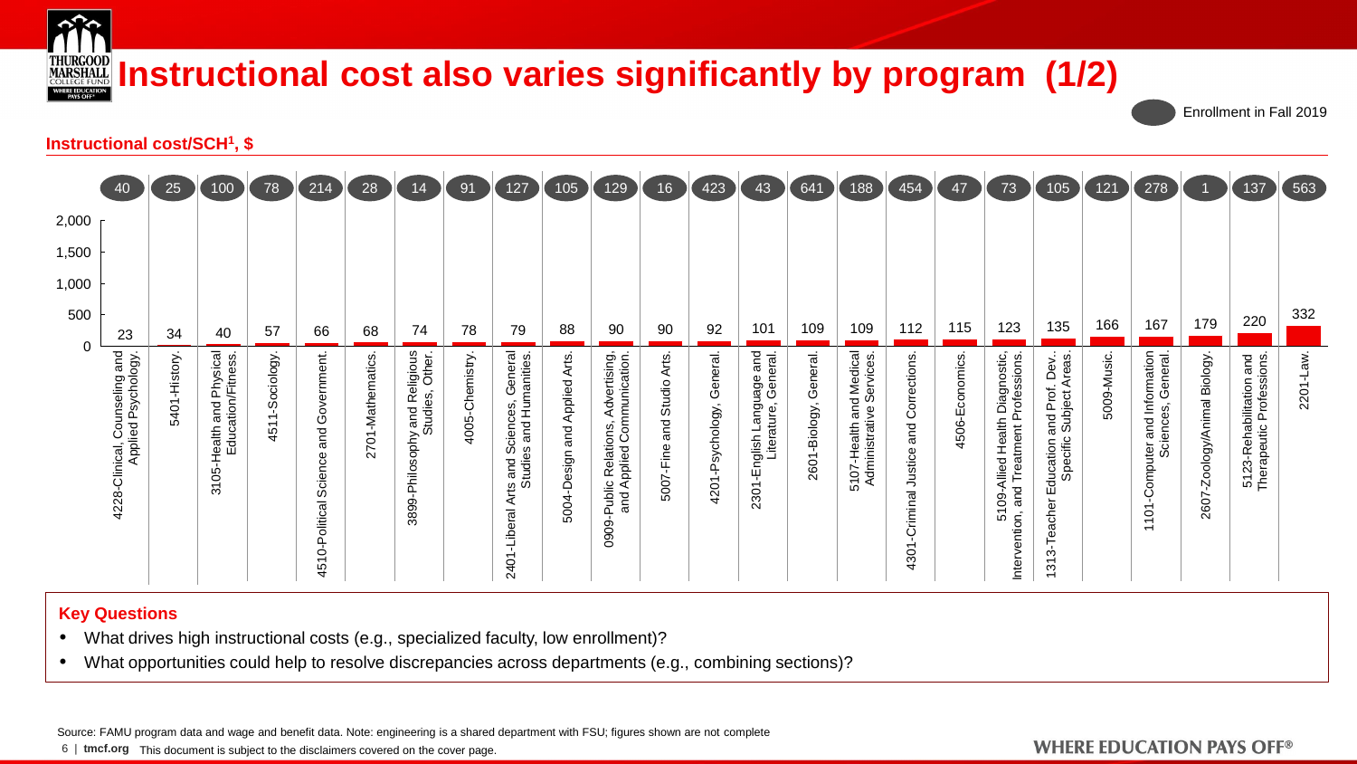# Instructional cost also varies significantly by program (1/2)

**Instructional cost/SCH[1], $**

| Program | Instructional cost/SCH ($) | Enrollment in Fall 2019 |
|---|---|---|
| 4228-Clinical, Counseling and Applied Psychology. | 23 | 40 |
| 5401-History. | 34 | 25 |
| 3105-Health and Physical Education/Fitness. | 40 | 100 |
| 4511-Sociology. | 57 | 78 |
| 4510-Political Science and Government. | 66 | 214 |
| 2701-Mathematics. | 68 | 28 |
| 3899-Philosophy and Religious Studies, Other. | 74 | 14 |
| 4005-Chemistry. | 78 | 91 |
| 2401-Liberal Arts and Sciences, General Studies and Humanities. | 79 | 127 |
| 5004-Design and Applied Arts. | 88 | 105 |
| 0909-Public Relations, Advertising, and Applied Communication. | 90 | 129 |
| 5007-Fine and Studio Arts. | 90 | 16 |
| 4201-Psychology, General. | 92 | 423 |
| 2301-English Language and Literature, General. | 101 | 43 |
| 2601-Biology, General. | 109 | 641 |
| 5107-Health and Medical Administrative Services. | 109 | 188 |
| 4301-Criminal Justice and Corrections. | 112 | 454 |
| 4506-Economics. | 115 | 47 |
| 5109-Allied Health Diagnostic, Intervention, and Treatment Professions. | 123 | 73 |
| 1313-Teacher Education and Prof. Dev.. Specific Subject Areas. | 135 | 105 |
| 5009-Music. | 166 | 121 |
| 1101-Computer and Information Sciences, General. | 167 | 278 |
| 2607-Zoology/Animal Biology. | 179 | 1 |
| 5123-Rehabilitation and Therapeutic Professions. | 220 | 137 |
| 2201-Law. | 332 | 563 |

**Key Questions**

- What drives high instructional costs (e.g., specialized faculty, low enrollment)?
- What opportunities could help to resolve discrepancies across departments (e.g., combining sections)?

Source: FAMU program data and wage and benefit data. Note: engineering is a shared department with FSU; figures shown are not complete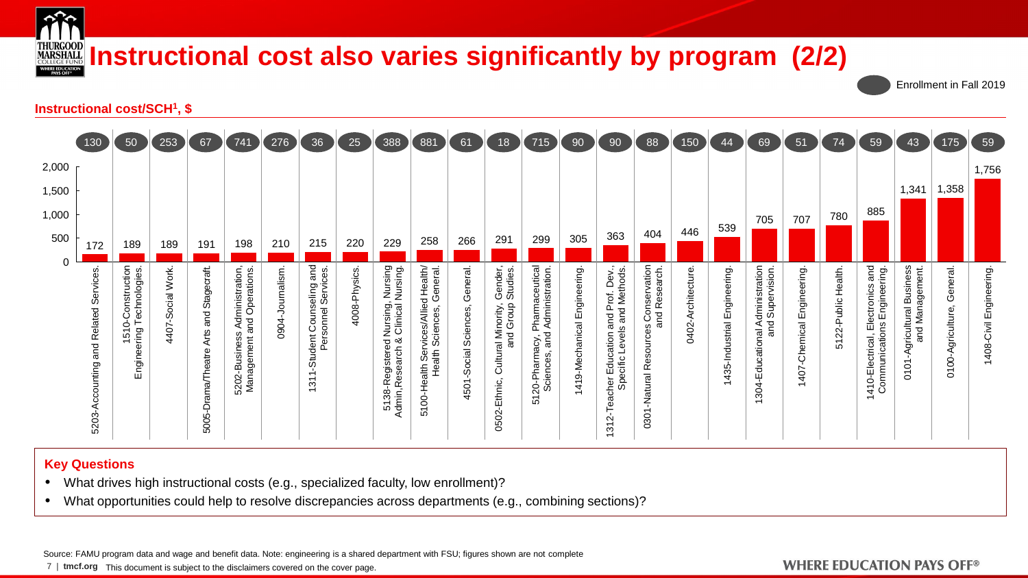# Instructional cost also varies significantly by program (2/2)

**Instructional cost/SCH[1], $**

| Program | Enrollment in Fall 2019 | Instructional cost/SCH, $ |
|---|---|---|
| 5203-Accounting and Related Services. | 130 | 172 |
| 1510-Construction Engineering Technologies. | 50 | 189 |
| 4407-Social Work. | 253 | 189 |
| 5005-Drama/Theatre Arts and Stagecraft. | 67 | 191 |
| 5202-Business Administration, Management and Operations. | 741 | 198 |
| 0904-Journalism. | 276 | 210 |
| 1311-Student Counseling and Personnel Services. | 36 | 215 |
| 4008-Physics. | 25 | 220 |
| 5138-Registered Nursing, Nursing Admin, Research & Clinical Nursing. | 388 | 229 |
| 5100-Health Services/Allied Health/ Health Sciences, General. | 881 | 258 |
| 4501-Social Sciences, General. | 61 | 266 |
| 0502-Ethnic, Cultural Minority, Gender, and Group Studies. | 18 | 291 |
| 5120-Pharmacy, Pharmaceutical Sciences, and Administration. | 715 | 299 |
| 1419-Mechanical Engineering. | 90 | 305 |
| 1312-Teacher Education and Prof. Dev., Specific Levels and Methods. | 90 | 363 |
| 0301-Natural Resources Conservation and Research. | 88 | 404 |
| 0402-Architecture. | 150 | 446 |
| 1435-Industrial Engineering. | 44 | 539 |
| 1304-Educational Administration and Supervision. | 69 | 705 |
| 1407-Chemical Engineering. | 51 | 707 |
| 5122-Public Health. | 74 | 780 |
| 1410-Electrical, Electronics and Communications Engineering. | 59 | 885 |
| 0101-Agricultural Business and Management. | 43 | 1,341 |
| 0100-Agriculture, General. | 175 | 1,358 |
| 1408-Civil Engineering. | 59 | 1,756 |

**Key Questions**

- What drives high instructional costs (e.g., specialized faculty, low enrollment)?
- What opportunities could help to resolve discrepancies across departments (e.g., combining sections)?

Source: FAMU program data and wage and benefit data. Note: engineering is a shared department with FSU; figures shown are not complete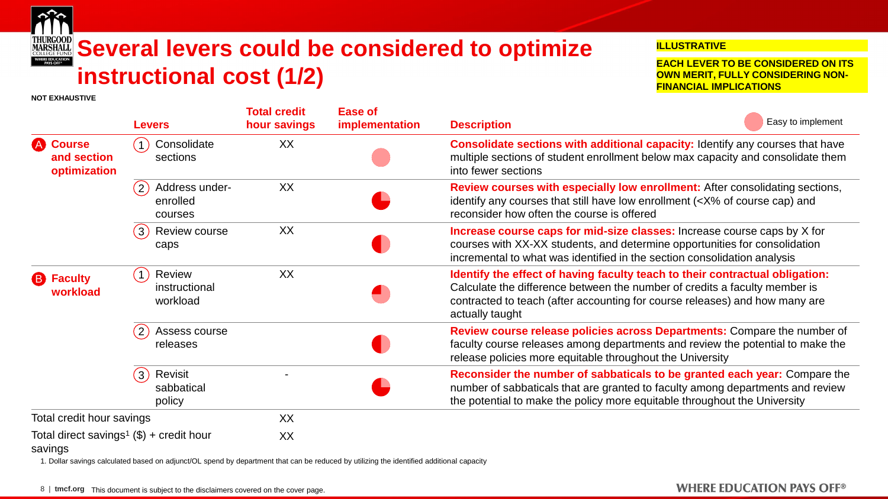# Several levers could be considered to optimize instructional cost (1/2)

**ILLUSTRATIVE**

**EACH LEVER TO BE CONSIDERED ON ITS OWN MERIT, FULLY CONSIDERING NON-FINANCIAL IMPLICATIONS**

**NOT EXHAUSTIVE**

Legend: Easy to implement

| | Levers | Total credit hour savings | Ease of implementation | Description |
|---|---|---|---|---|
| **A Course and section optimization** | 1 Consolidate sections | XX | | **Consolidate sections with additional capacity:** Identify any courses that have multiple sections of student enrollment below max capacity and consolidate them into fewer sections |
| | 2 Address under-enrolled courses | XX | | **Review courses with especially low enrollment:** After consolidating sections, identify any courses that still have low enrollment (<X% of course cap) and reconsider how often the course is offered |
| | 3 Review course caps | XX | | **Increase course caps for mid-size classes:** Increase course caps by X for courses with XX-XX students, and determine opportunities for consolidation incremental to what was identified in the section consolidation analysis |
| **B Faculty workload** | 1 Review instructional workload | XX | | **Identify the effect of having faculty teach to their contractual obligation:** Calculate the difference between the number of credits a faculty member is contracted to teach (after accounting for course releases) and how many are actually taught |
| | 2 Assess course releases | | | **Review course release policies across Departments:** Compare the number of faculty course releases among departments and review the potential to make the release policies more equitable throughout the University |
| | 3 Revisit sabbatical policy | - | | **Reconsider the number of sabbaticals to be granted each year:** Compare the number of sabbaticals that are granted to faculty among departments and review the potential to make the policy more equitable throughout the University |
| Total credit hour savings | | XX | | |
| Total direct savings[1] ($) + credit hour savings | | XX | | |

1. Dollar savings calculated based on adjunct/OL spend by department that can be reduced by utilizing the identified additional capacity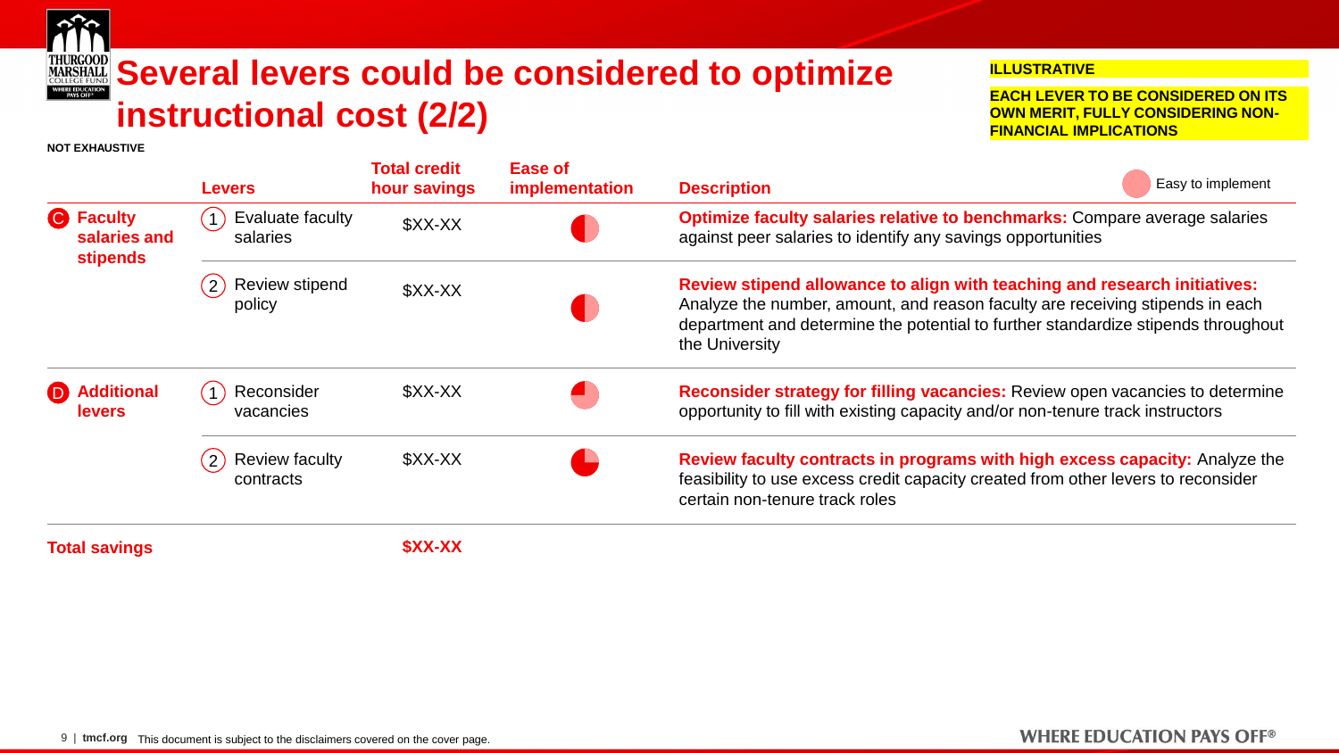# Several levers could be considered to optimize instructional cost (2/2)

**ILLUSTRATIVE**

**EACH LEVER TO BE CONSIDERED ON ITS OWN MERIT, FULLY CONSIDERING NON-FINANCIAL IMPLICATIONS**

**NOT EXHAUSTIVE**

| | Levers | Total credit hour savings | Ease of implementation | Description |
|---|---|---|---|---|
| **C Faculty salaries and stipends** | 1 Evaluate faculty salaries | $XX-XX | ◐ | **Optimize faculty salaries relative to benchmarks:** Compare average salaries against peer salaries to identify any savings opportunities |
| | 2 Review stipend policy | $XX-XX | ◐ | **Review stipend allowance to align with teaching and research initiatives:** Analyze the number, amount, and reason faculty are receiving stipends in each department and determine the potential to further standardize stipends throughout the University |
| **D Additional levers** | 1 Reconsider vacancies | $XX-XX | ◔ | **Reconsider strategy for filling vacancies:** Review open vacancies to determine opportunity to fill with existing capacity and/or non-tenure track instructors |
| | 2 Review faculty contracts | $XX-XX | ◕ | **Review faculty contracts in programs with high excess capacity:** Analyze the feasibility to use excess credit capacity created from other levers to reconsider certain non-tenure track roles |
| **Total savings** | | **$XX-XX** | | |

● Easy to implement

This document is subject to the disclaimers covered on the cover page.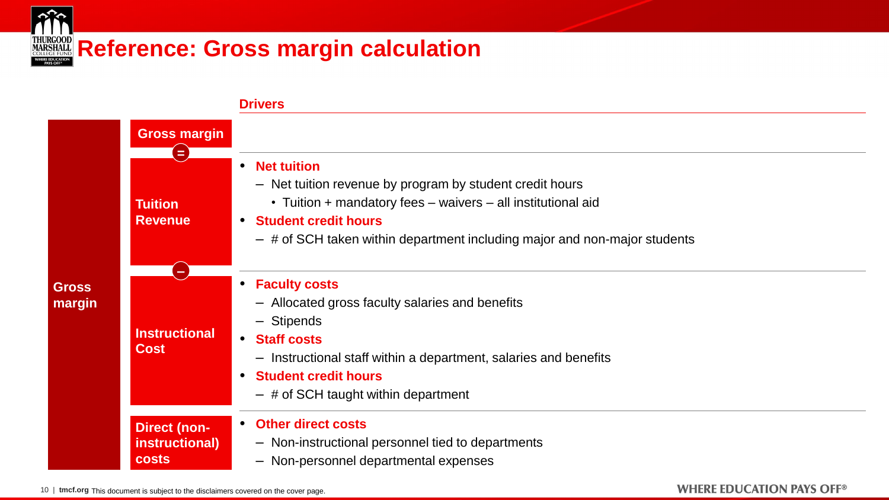# Reference: Gross margin calculation

**Drivers**

**Gross margin** = **Tuition Revenue** – **Instructional Cost** – **Direct (non-instructional) costs**

## Tuition Revenue

- **Net tuition**
  - Net tuition revenue by program by student credit hours
    - Tuition + mandatory fees – waivers – all institutional aid
- **Student credit hours**
  - # of SCH taken within department including major and non-major students

## Instructional Cost

- **Faculty costs**
  - Allocated gross faculty salaries and benefits
  - Stipends
- **Staff costs**
  - Instructional staff within a department, salaries and benefits
- **Student credit hours**
  - # of SCH taught within department

## Direct (non-instructional) costs

- **Other direct costs**
  - Non-instructional personnel tied to departments
  - Non-personnel departmental expenses

This document is subject to the disclaimers covered on the cover page.